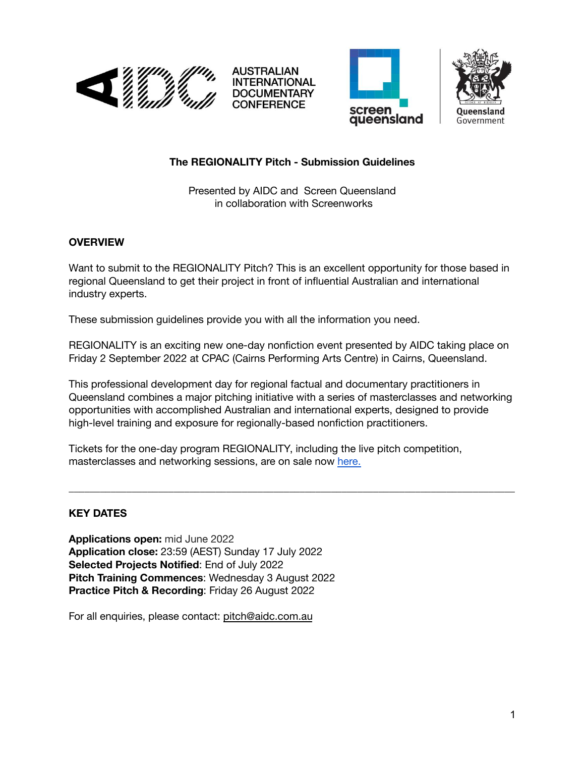# The REGIONALITY Pitch - Submission Guidelines

Presented by AIDC and Screen Queensland
in collaboration with Screenworks

## OVERVIEW

Want to submit to the REGIONALITY Pitch? This is an excellent opportunity for those based in regional Queensland to get their project in front of influential Australian and international industry experts.

These submission guidelines provide you with all the information you need.

REGIONALITY is an exciting new one-day nonfiction event presented by AIDC taking place on Friday 2 September 2022 at CPAC (Cairns Performing Arts Centre) in Cairns, Queensland.

This professional development day for regional factual and documentary practitioners in Queensland combines a major pitching initiative with a series of masterclasses and networking opportunities with accomplished Australian and international experts, designed to provide high-level training and exposure for regionally-based nonfiction practitioners.

Tickets for the one-day program REGIONALITY, including the live pitch competition, masterclasses and networking sessions, are on sale now here.

---

## KEY DATES

**Applications open:** mid June 2022
**Application close:** 23:59 (AEST) Sunday 17 July 2022
**Selected Projects Notified**: End of July 2022
**Pitch Training Commences**: Wednesday 3 August 2022
**Practice Pitch & Recording**: Friday 26 August 2022

For all enquiries, please contact: pitch@aidc.com.au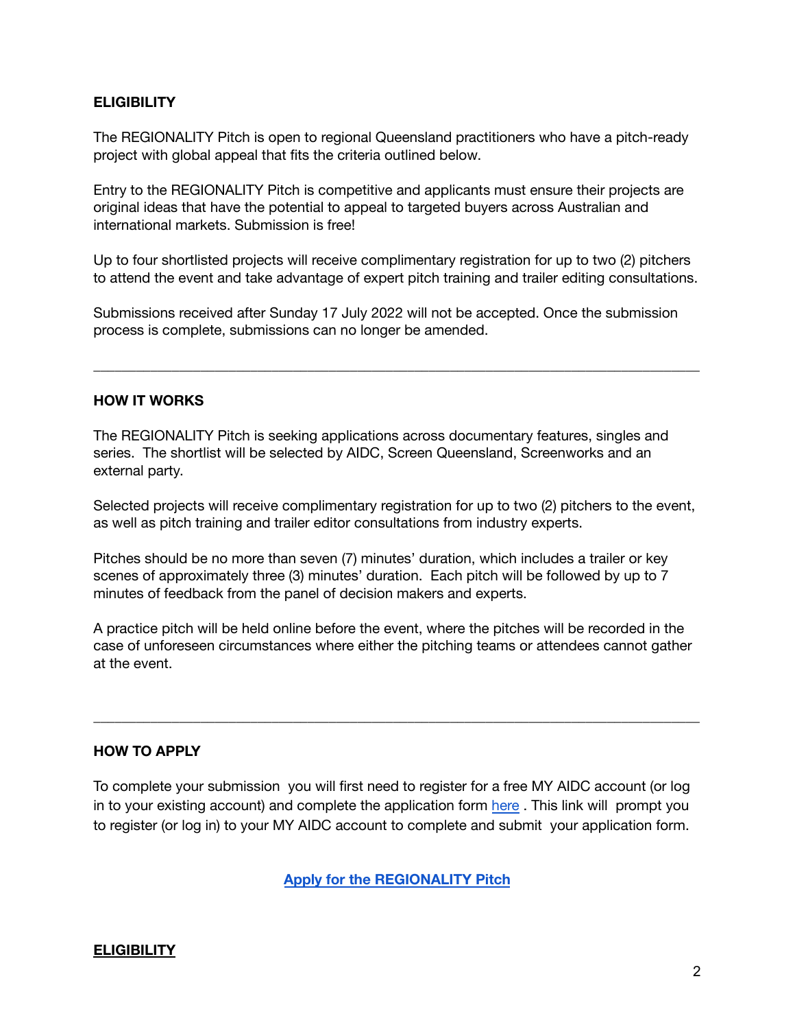**ELIGIBILITY**

The REGIONALITY Pitch is open to regional Queensland practitioners who have a pitch-ready project with global appeal that fits the criteria outlined below.

Entry to the REGIONALITY Pitch is competitive and applicants must ensure their projects are original ideas that have the potential to appeal to targeted buyers across Australian and international markets. Submission is free!

Up to four shortlisted projects will receive complimentary registration for up to two (2) pitchers to attend the event and take advantage of expert pitch training and trailer editing consultations.

Submissions received after Sunday 17 July 2022 will not be accepted. Once the submission process is complete, submissions can no longer be amended.

---

**HOW IT WORKS**

The REGIONALITY Pitch is seeking applications across documentary features, singles and series. The shortlist will be selected by AIDC, Screen Queensland, Screenworks and an external party.

Selected projects will receive complimentary registration for up to two (2) pitchers to the event, as well as pitch training and trailer editor consultations from industry experts.

Pitches should be no more than seven (7) minutes' duration, which includes a trailer or key scenes of approximately three (3) minutes' duration. Each pitch will be followed by up to 7 minutes of feedback from the panel of decision makers and experts.

A practice pitch will be held online before the event, where the pitches will be recorded in the case of unforeseen circumstances where either the pitching teams or attendees cannot gather at the event.

---

**HOW TO APPLY**

To complete your submission you will first need to register for a free MY AIDC account (or log in to your existing account) and complete the application form here . This link will prompt you to register (or log in) to your MY AIDC account to complete and submit your application form.

**Apply for the REGIONALITY Pitch**

**ELIGIBILITY**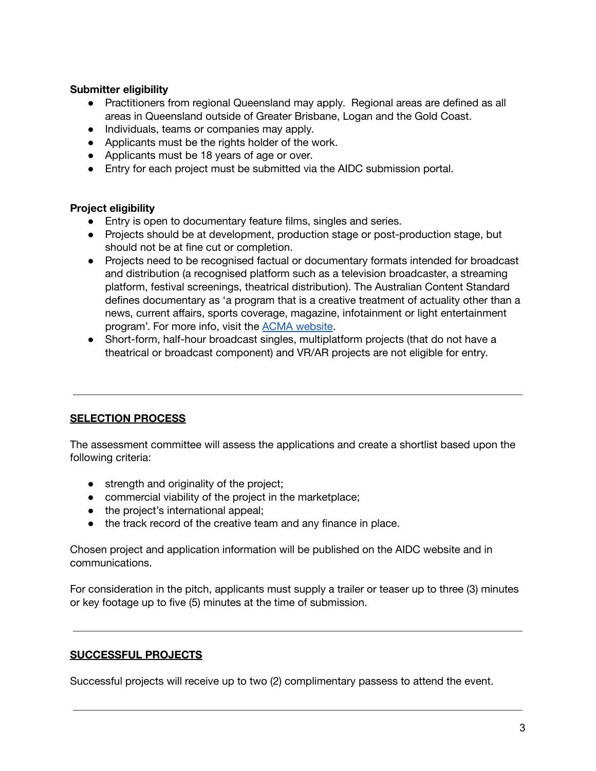**Submitter eligibility**

- Practitioners from regional Queensland may apply. Regional areas are defined as all areas in Queensland outside of Greater Brisbane, Logan and the Gold Coast.
- Individuals, teams or companies may apply.
- Applicants must be the rights holder of the work.
- Applicants must be 18 years of age or over.
- Entry for each project must be submitted via the AIDC submission portal.

**Project eligibility**

- Entry is open to documentary feature films, singles and series.
- Projects should be at development, production stage or post-production stage, but should not be at fine cut or completion.
- Projects need to be recognised factual or documentary formats intended for broadcast and distribution (a recognised platform such as a television broadcaster, a streaming platform, festival screenings, theatrical distribution). The Australian Content Standard defines documentary as 'a program that is a creative treatment of actuality other than a news, current affairs, sports coverage, magazine, infotainment or light entertainment program'. For more info, visit the ACMA website.
- Short-form, half-hour broadcast singles, multiplatform projects (that do not have a theatrical or broadcast component) and VR/AR projects are not eligible for entry.

---

## SELECTION PROCESS

The assessment committee will assess the applications and create a shortlist based upon the following criteria:

- strength and originality of the project;
- commercial viability of the project in the marketplace;
- the project's international appeal;
- the track record of the creative team and any finance in place.

Chosen project and application information will be published on the AIDC website and in communications.

For consideration in the pitch, applicants must supply a trailer or teaser up to three (3) minutes or key footage up to five (5) minutes at the time of submission.

---

## SUCCESSFUL PROJECTS

Successful projects will receive up to two (2) complimentary passess to attend the event.

---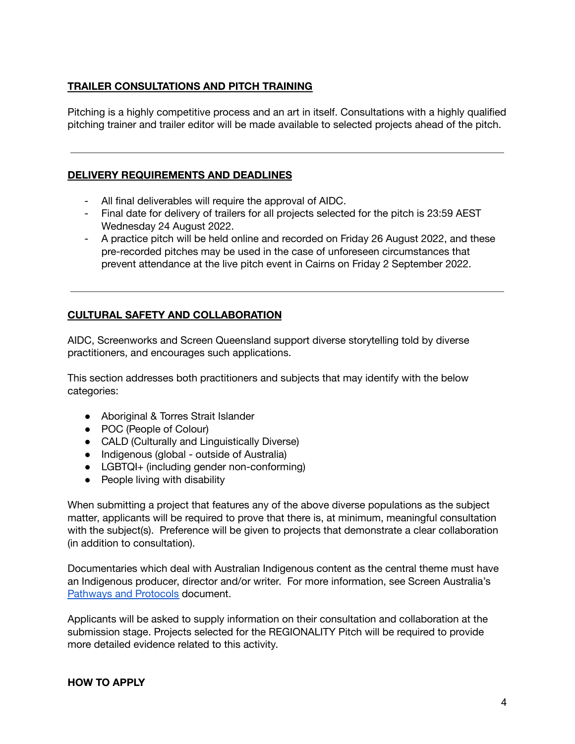## TRAILER CONSULTATIONS AND PITCH TRAINING

Pitching is a highly competitive process and an art in itself. Consultations with a highly qualified pitching trainer and trailer editor will be made available to selected projects ahead of the pitch.

---

## DELIVERY REQUIREMENTS AND DEADLINES

- All final deliverables will require the approval of AIDC.
- Final date for delivery of trailers for all projects selected for the pitch is 23:59 AEST Wednesday 24 August 2022.
- A practice pitch will be held online and recorded on Friday 26 August 2022, and these pre-recorded pitches may be used in the case of unforeseen circumstances that prevent attendance at the live pitch event in Cairns on Friday 2 September 2022.

---

## CULTURAL SAFETY AND COLLABORATION

AIDC, Screenworks and Screen Queensland support diverse storytelling told by diverse practitioners, and encourages such applications.

This section addresses both practitioners and subjects that may identify with the below categories:

- Aboriginal & Torres Strait Islander
- POC (People of Colour)
- CALD (Culturally and Linguistically Diverse)
- Indigenous (global - outside of Australia)
- LGBTQI+ (including gender non-conforming)
- People living with disability

When submitting a project that features any of the above diverse populations as the subject matter, applicants will be required to prove that there is, at minimum, meaningful consultation with the subject(s). Preference will be given to projects that demonstrate a clear collaboration (in addition to consultation).

Documentaries which deal with Australian Indigenous content as the central theme must have an Indigenous producer, director and/or writer. For more information, see Screen Australia's [Pathways and Protocols] document.

Applicants will be asked to supply information on their consultation and collaboration at the submission stage. Projects selected for the REGIONALITY Pitch will be required to provide more detailed evidence related to this activity.

**HOW TO APPLY**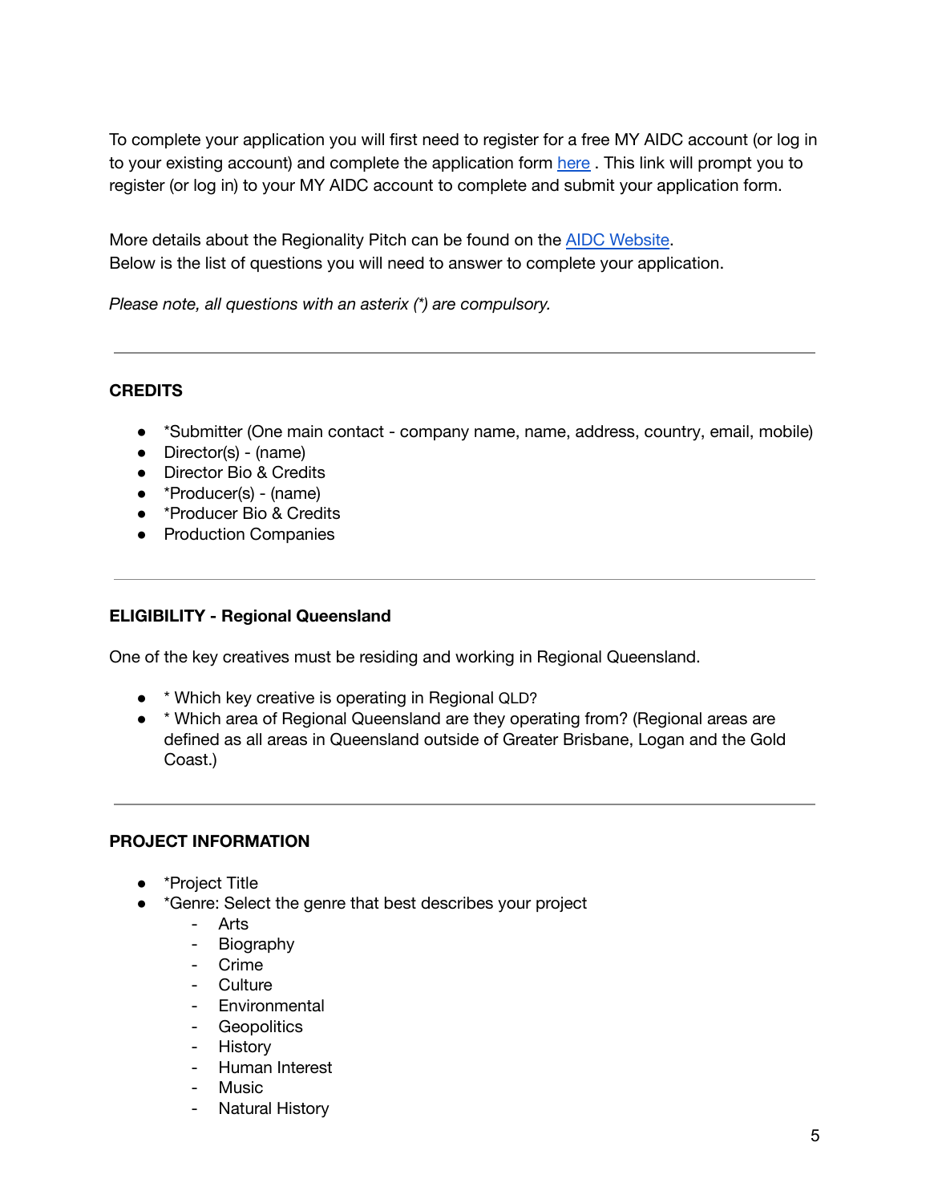To complete your application you will first need to register for a free MY AIDC account (or log in to your existing account) and complete the application form [here](#) . This link will prompt you to register (or log in) to your MY AIDC account to complete and submit your application form.

More details about the Regionality Pitch can be found on the [AIDC Website](#).
Below is the list of questions you will need to answer to complete your application.

*Please note, all questions with an asterix (*) are compulsory.*

---

**CREDITS**

- *Submitter (One main contact - company name, name, address, country, email, mobile)
- Director(s) - (name)
- Director Bio & Credits
- *Producer(s) - (name)
- *Producer Bio & Credits
- Production Companies

---

**ELIGIBILITY - Regional Queensland**

One of the key creatives must be residing and working in Regional Queensland.

- * Which key creative is operating in Regional QLD?
- * Which area of Regional Queensland are they operating from? (Regional areas are defined as all areas in Queensland outside of Greater Brisbane, Logan and the Gold Coast.)

---

**PROJECT INFORMATION**

- *Project Title
- *Genre: Select the genre that best describes your project
    - Arts
    - Biography
    - Crime
    - Culture
    - Environmental
    - Geopolitics
    - History
    - Human Interest
    - Music
    - Natural History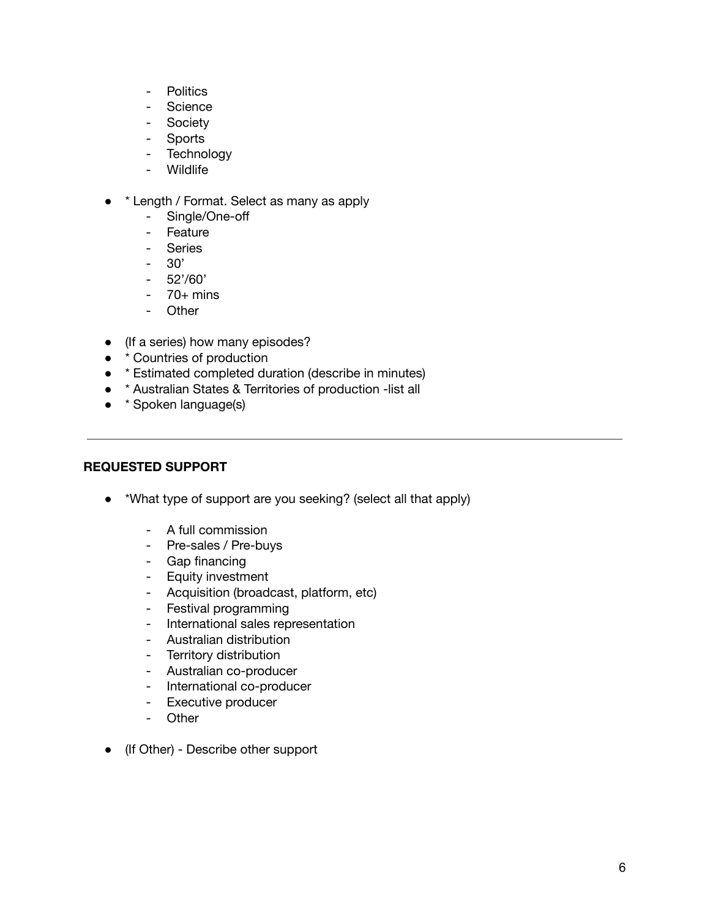- Politics
- Science
- Society
- Sports
- Technology
- Wildlife

- * Length / Format. Select as many as apply
    - Single/One-off
    - Feature
    - Series
    - 30’
    - 52’/60’
    - 70+ mins
    - Other

- (If a series) how many episodes?
- * Countries of production
- * Estimated completed duration (describe in minutes)
- * Australian States & Territories of production -list all
- * Spoken language(s)

---

**REQUESTED SUPPORT**

- *What type of support are you seeking? (select all that apply)

    - A full commission
    - Pre-sales / Pre-buys
    - Gap financing
    - Equity investment
    - Acquisition (broadcast, platform, etc)
    - Festival programming
    - International sales representation
    - Australian distribution
    - Territory distribution
    - Australian co-producer
    - International co-producer
    - Executive producer
    - Other

- (If Other) - Describe other support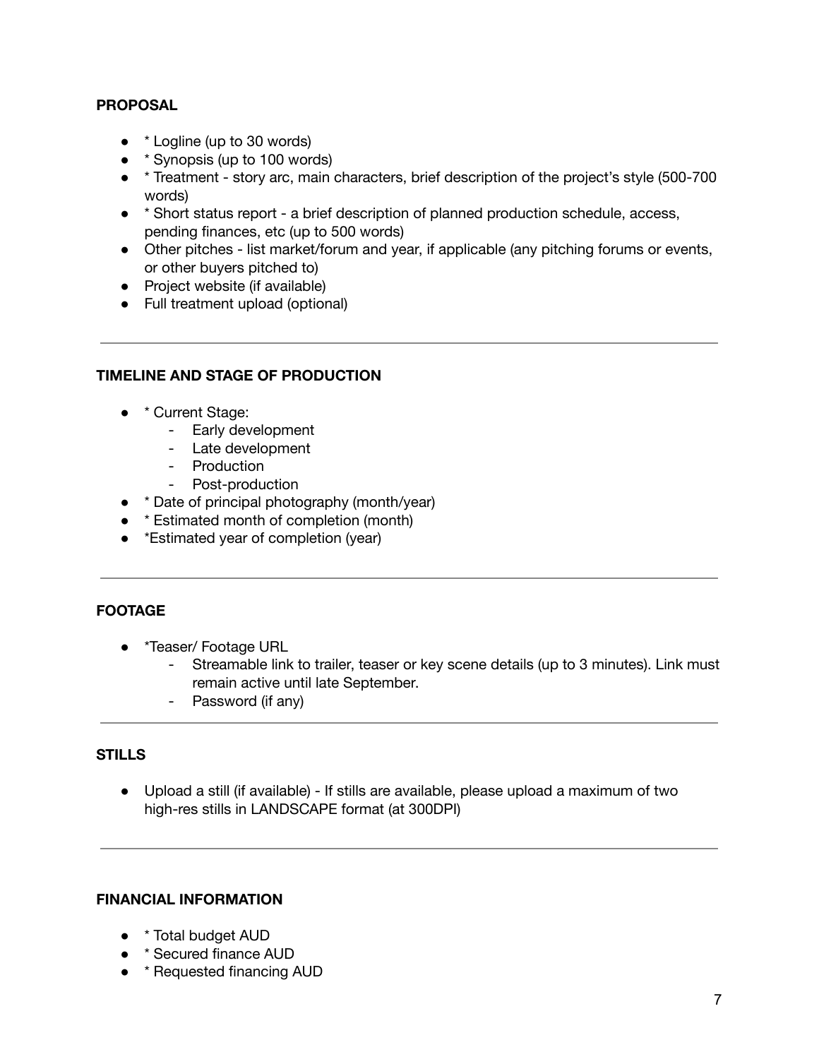**PROPOSAL**

- * Logline (up to 30 words)
- * Synopsis (up to 100 words)
- * Treatment - story arc, main characters, brief description of the project's style (500-700 words)
- * Short status report - a brief description of planned production schedule, access, pending finances, etc (up to 500 words)
- Other pitches - list market/forum and year, if applicable (any pitching forums or events, or other buyers pitched to)
- Project website (if available)
- Full treatment upload (optional)

---

**TIMELINE AND STAGE OF PRODUCTION**

- * Current Stage:
    - Early development
    - Late development
    - Production
    - Post-production
- * Date of principal photography (month/year)
- * Estimated month of completion (month)
- *Estimated year of completion (year)

---

**FOOTAGE**

- *Teaser/ Footage URL
    - Streamable link to trailer, teaser or key scene details (up to 3 minutes). Link must remain active until late September.
    - Password (if any)

---

**STILLS**

- Upload a still (if available) - If stills are available, please upload a maximum of two high-res stills in LANDSCAPE format (at 300DPI)

---

**FINANCIAL INFORMATION**

- * Total budget AUD
- * Secured finance AUD
- * Requested financing AUD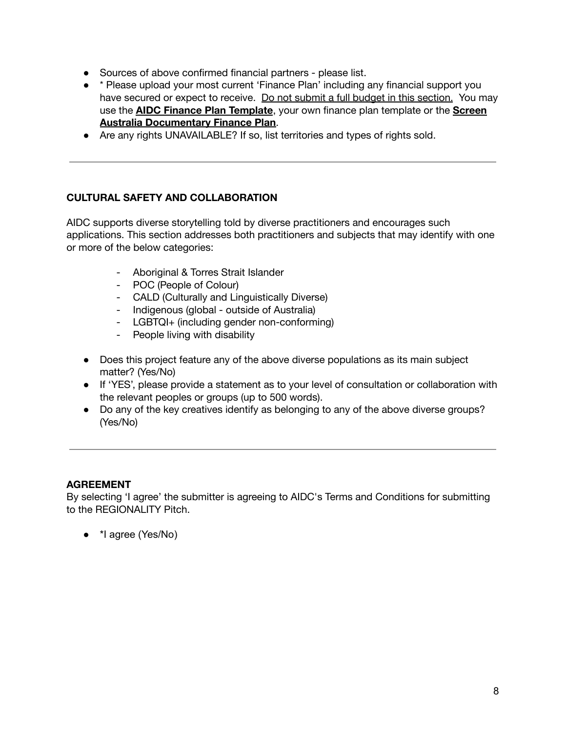- Sources of above confirmed financial partners - please list.
- * Please upload your most current 'Finance Plan' including any financial support you have secured or expect to receive. Do not submit a full budget in this section. You may use the **AIDC Finance Plan Template**, your own finance plan template or the **Screen Australia Documentary Finance Plan**.
- Are any rights UNAVAILABLE? If so, list territories and types of rights sold.

---

**CULTURAL SAFETY AND COLLABORATION**

AIDC supports diverse storytelling told by diverse practitioners and encourages such applications. This section addresses both practitioners and subjects that may identify with one or more of the below categories:

- Aboriginal & Torres Strait Islander
- POC (People of Colour)
- CALD (Culturally and Linguistically Diverse)
- Indigenous (global - outside of Australia)
- LGBTQI+ (including gender non-conforming)
- People living with disability

- Does this project feature any of the above diverse populations as its main subject matter? (Yes/No)
- If 'YES', please provide a statement as to your level of consultation or collaboration with the relevant peoples or groups (up to 500 words).
- Do any of the key creatives identify as belonging to any of the above diverse groups? (Yes/No)

---

**AGREEMENT**

By selecting 'I agree' the submitter is agreeing to AIDC's Terms and Conditions for submitting to the REGIONALITY Pitch.

- *I agree (Yes/No)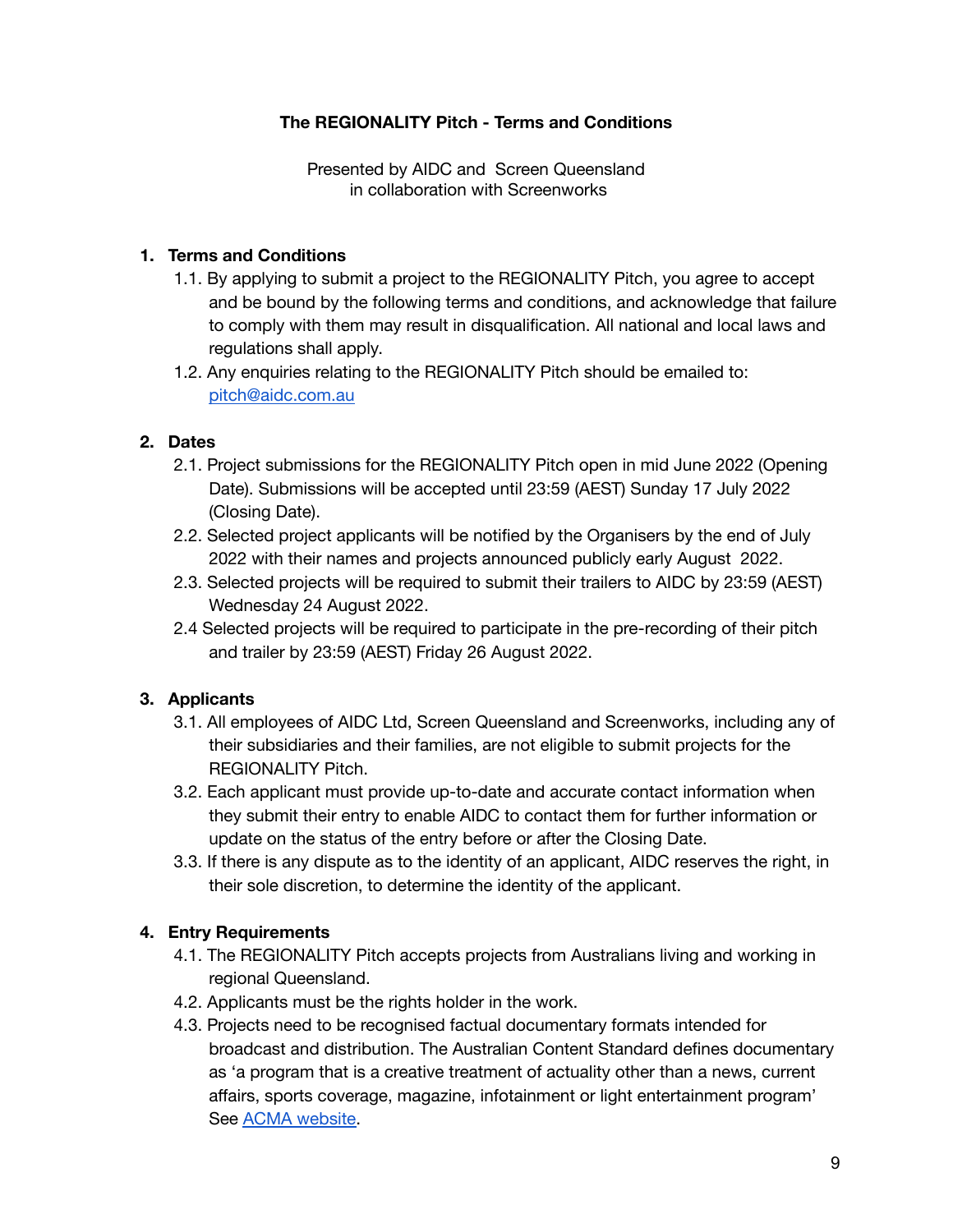**The REGIONALITY Pitch - Terms and Conditions**

Presented by AIDC and Screen Queensland
in collaboration with Screenworks

1. **Terms and Conditions**
   1.1. By applying to submit a project to the REGIONALITY Pitch, you agree to accept and be bound by the following terms and conditions, and acknowledge that failure to comply with them may result in disqualification. All national and local laws and regulations shall apply.
   1.2. Any enquiries relating to the REGIONALITY Pitch should be emailed to: [pitch@aidc.com.au](mailto:pitch@aidc.com.au)

2. **Dates**
   2.1. Project submissions for the REGIONALITY Pitch open in mid June 2022 (Opening Date). Submissions will be accepted until 23:59 (AEST) Sunday 17 July 2022 (Closing Date).
   2.2. Selected project applicants will be notified by the Organisers by the end of July 2022 with their names and projects announced publicly early August 2022.
   2.3. Selected projects will be required to submit their trailers to AIDC by 23:59 (AEST) Wednesday 24 August 2022.
   2.4 Selected projects will be required to participate in the pre-recording of their pitch and trailer by 23:59 (AEST) Friday 26 August 2022.

3. **Applicants**
   3.1. All employees of AIDC Ltd, Screen Queensland and Screenworks, including any of their subsidiaries and their families, are not eligible to submit projects for the REGIONALITY Pitch.
   3.2. Each applicant must provide up-to-date and accurate contact information when they submit their entry to enable AIDC to contact them for further information or update on the status of the entry before or after the Closing Date.
   3.3. If there is any dispute as to the identity of an applicant, AIDC reserves the right, in their sole discretion, to determine the identity of the applicant.

4. **Entry Requirements**
   4.1. The REGIONALITY Pitch accepts projects from Australians living and working in regional Queensland.
   4.2. Applicants must be the rights holder in the work.
   4.3. Projects need to be recognised factual documentary formats intended for broadcast and distribution. The Australian Content Standard defines documentary as 'a program that is a creative treatment of actuality other than a news, current affairs, sports coverage, magazine, infotainment or light entertainment program' See ACMA website.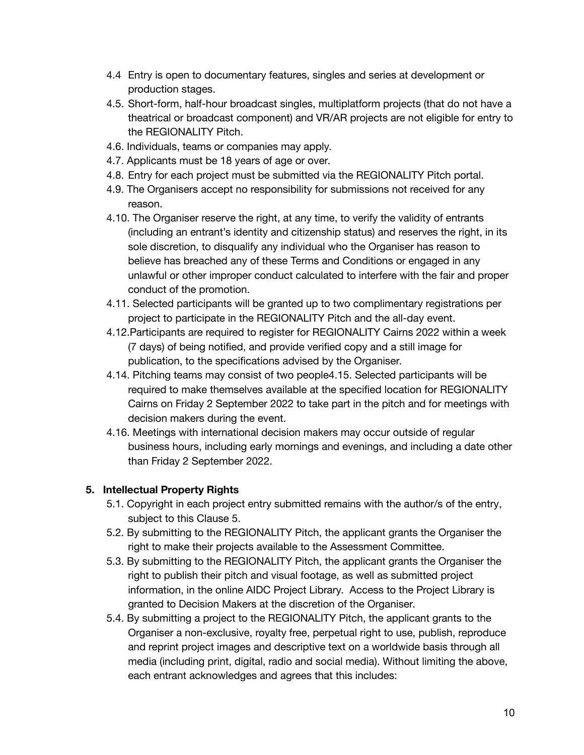4.4 Entry is open to documentary features, singles and series at development or production stages.

4.5. Short-form, half-hour broadcast singles, multiplatform projects (that do not have a theatrical or broadcast component) and VR/AR projects are not eligible for entry to the REGIONALITY Pitch.

4.6. Individuals, teams or companies may apply.

4.7. Applicants must be 18 years of age or over.

4.8. Entry for each project must be submitted via the REGIONALITY Pitch portal.

4.9. The Organisers accept no responsibility for submissions not received for any reason.

4.10. The Organiser reserve the right, at any time, to verify the validity of entrants (including an entrant's identity and citizenship status) and reserves the right, in its sole discretion, to disqualify any individual who the Organiser has reason to believe has breached any of these Terms and Conditions or engaged in any unlawful or other improper conduct calculated to interfere with the fair and proper conduct of the promotion.

4.11. Selected participants will be granted up to two complimentary registrations per project to participate in the REGIONALITY Pitch and the all-day event.

4.12.Participants are required to register for REGIONALITY Cairns 2022 within a week (7 days) of being notified, and provide verified copy and a still image for publication, to the specifications advised by the Organiser.

4.14. Pitching teams may consist of two people4.15. Selected participants will be required to make themselves available at the specified location for REGIONALITY Cairns on Friday 2 September 2022 to take part in the pitch and for meetings with decision makers during the event.

4.16. Meetings with international decision makers may occur outside of regular business hours, including early mornings and evenings, and including a date other than Friday 2 September 2022.

**5. Intellectual Property Rights**

5.1. Copyright in each project entry submitted remains with the author/s of the entry, subject to this Clause 5.

5.2. By submitting to the REGIONALITY Pitch, the applicant grants the Organiser the right to make their projects available to the Assessment Committee.

5.3. By submitting to the REGIONALITY Pitch, the applicant grants the Organiser the right to publish their pitch and visual footage, as well as submitted project information, in the online AIDC Project Library. Access to the Project Library is granted to Decision Makers at the discretion of the Organiser.

5.4. By submitting a project to the REGIONALITY Pitch, the applicant grants to the Organiser a non-exclusive, royalty free, perpetual right to use, publish, reproduce and reprint project images and descriptive text on a worldwide basis through all media (including print, digital, radio and social media). Without limiting the above, each entrant acknowledges and agrees that this includes: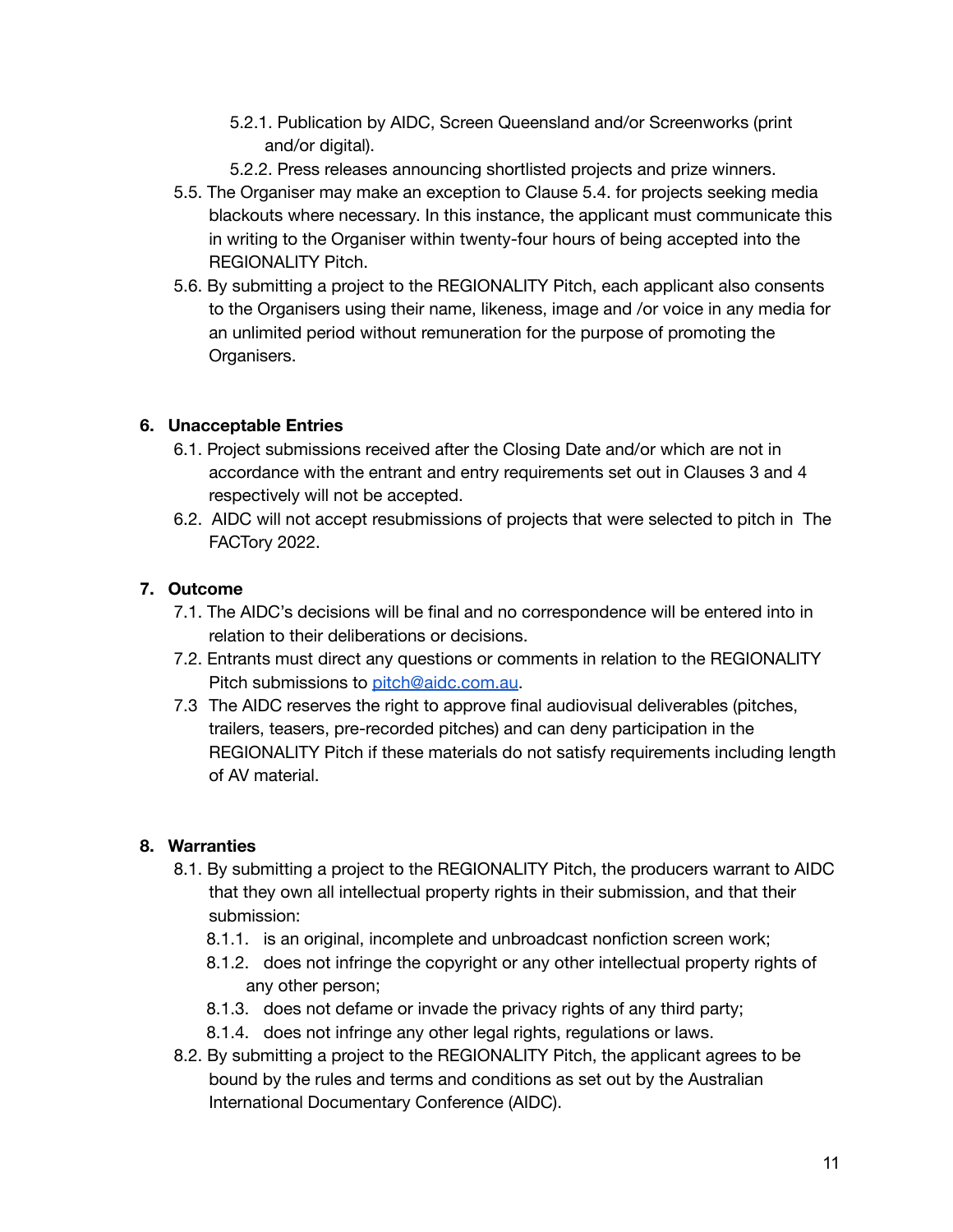- 5.2.1. Publication by AIDC, Screen Queensland and/or Screenworks (print and/or digital).
- 5.2.2. Press releases announcing shortlisted projects and prize winners.

5.5. The Organiser may make an exception to Clause 5.4. for projects seeking media blackouts where necessary. In this instance, the applicant must communicate this in writing to the Organiser within twenty-four hours of being accepted into the REGIONALITY Pitch.

5.6. By submitting a project to the REGIONALITY Pitch, each applicant also consents to the Organisers using their name, likeness, image and /or voice in any media for an unlimited period without remuneration for the purpose of promoting the Organisers.

## 6. Unacceptable Entries

6.1. Project submissions received after the Closing Date and/or which are not in accordance with the entrant and entry requirements set out in Clauses 3 and 4 respectively will not be accepted.

6.2. AIDC will not accept resubmissions of projects that were selected to pitch in The FACTory 2022.

## 7. Outcome

7.1. The AIDC's decisions will be final and no correspondence will be entered into in relation to their deliberations or decisions.

7.2. Entrants must direct any questions or comments in relation to the REGIONALITY Pitch submissions to pitch@aidc.com.au.

7.3 The AIDC reserves the right to approve final audiovisual deliverables (pitches, trailers, teasers, pre-recorded pitches) and can deny participation in the REGIONALITY Pitch if these materials do not satisfy requirements including length of AV material.

## 8. Warranties

8.1. By submitting a project to the REGIONALITY Pitch, the producers warrant to AIDC that they own all intellectual property rights in their submission, and that their submission:

- 8.1.1. is an original, incomplete and unbroadcast nonfiction screen work;
- 8.1.2. does not infringe the copyright or any other intellectual property rights of any other person;
- 8.1.3. does not defame or invade the privacy rights of any third party;
- 8.1.4. does not infringe any other legal rights, regulations or laws.

8.2. By submitting a project to the REGIONALITY Pitch, the applicant agrees to be bound by the rules and terms and conditions as set out by the Australian International Documentary Conference (AIDC).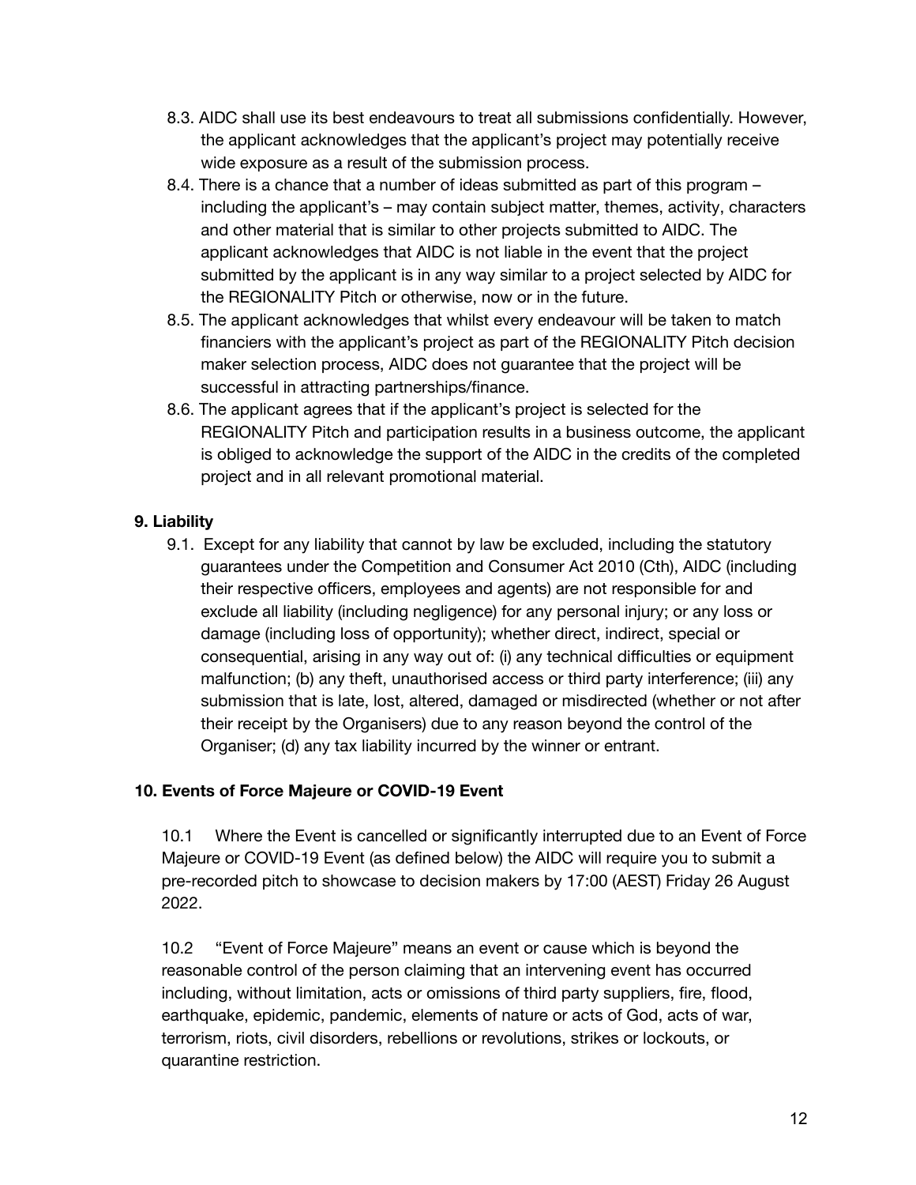8.3. AIDC shall use its best endeavours to treat all submissions confidentially. However, the applicant acknowledges that the applicant's project may potentially receive wide exposure as a result of the submission process.

8.4. There is a chance that a number of ideas submitted as part of this program – including the applicant's – may contain subject matter, themes, activity, characters and other material that is similar to other projects submitted to AIDC. The applicant acknowledges that AIDC is not liable in the event that the project submitted by the applicant is in any way similar to a project selected by AIDC for the REGIONALITY Pitch or otherwise, now or in the future.

8.5. The applicant acknowledges that whilst every endeavour will be taken to match financiers with the applicant's project as part of the REGIONALITY Pitch decision maker selection process, AIDC does not guarantee that the project will be successful in attracting partnerships/finance.

8.6. The applicant agrees that if the applicant's project is selected for the REGIONALITY Pitch and participation results in a business outcome, the applicant is obliged to acknowledge the support of the AIDC in the credits of the completed project and in all relevant promotional material.

**9. Liability**

9.1. Except for any liability that cannot by law be excluded, including the statutory guarantees under the Competition and Consumer Act 2010 (Cth), AIDC (including their respective officers, employees and agents) are not responsible for and exclude all liability (including negligence) for any personal injury; or any loss or damage (including loss of opportunity); whether direct, indirect, special or consequential, arising in any way out of: (i) any technical difficulties or equipment malfunction; (b) any theft, unauthorised access or third party interference; (iii) any submission that is late, lost, altered, damaged or misdirected (whether or not after their receipt by the Organisers) due to any reason beyond the control of the Organiser; (d) any tax liability incurred by the winner or entrant.

**10. Events of Force Majeure or COVID-19 Event**

10.1 Where the Event is cancelled or significantly interrupted due to an Event of Force Majeure or COVID-19 Event (as defined below) the AIDC will require you to submit a pre-recorded pitch to showcase to decision makers by 17:00 (AEST) Friday 26 August 2022.

10.2 "Event of Force Majeure" means an event or cause which is beyond the reasonable control of the person claiming that an intervening event has occurred including, without limitation, acts or omissions of third party suppliers, fire, flood, earthquake, epidemic, pandemic, elements of nature or acts of God, acts of war, terrorism, riots, civil disorders, rebellions or revolutions, strikes or lockouts, or quarantine restriction.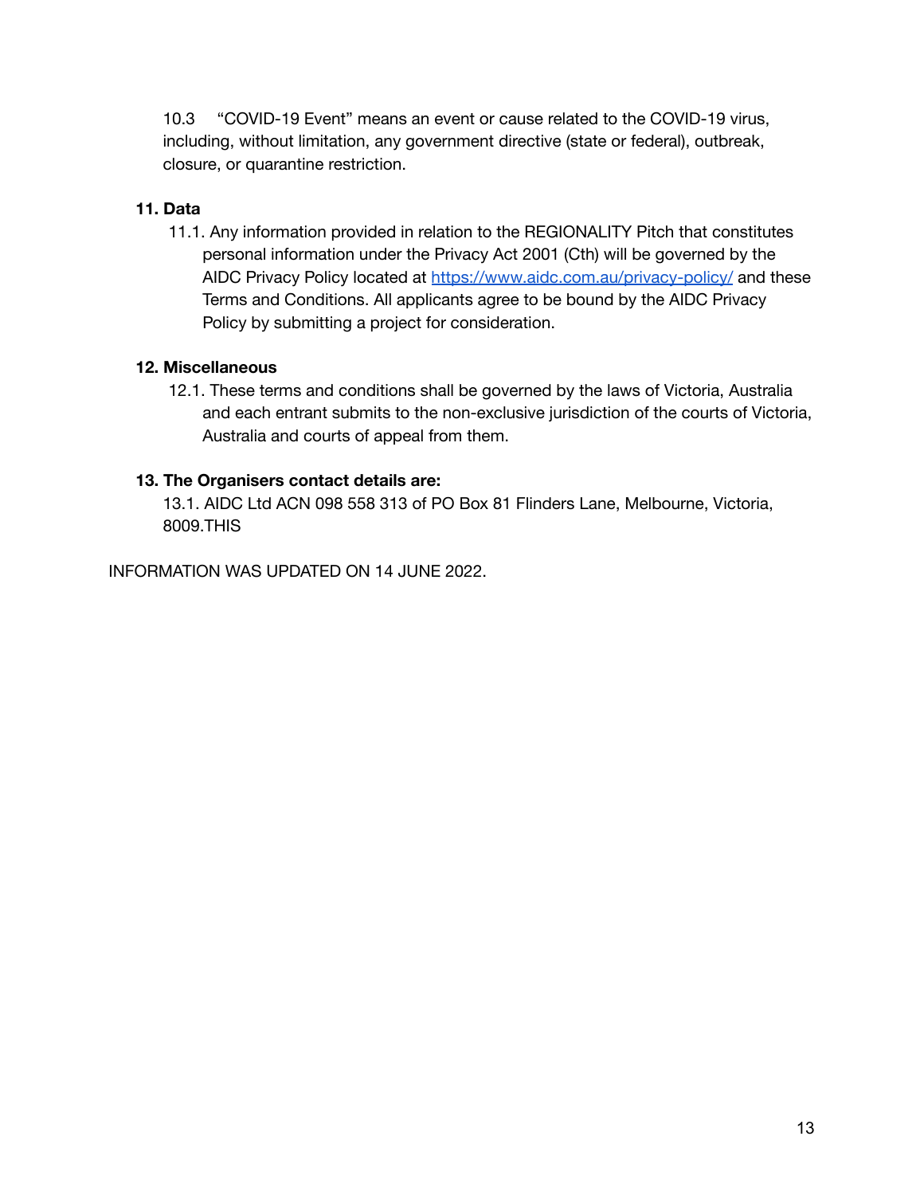10.3 "COVID-19 Event" means an event or cause related to the COVID-19 virus, including, without limitation, any government directive (state or federal), outbreak, closure, or quarantine restriction.

**11. Data**

11.1. Any information provided in relation to the REGIONALITY Pitch that constitutes personal information under the Privacy Act 2001 (Cth) will be governed by the AIDC Privacy Policy located at https://www.aidc.com.au/privacy-policy/ and these Terms and Conditions. All applicants agree to be bound by the AIDC Privacy Policy by submitting a project for consideration.

**12. Miscellaneous**

12.1. These terms and conditions shall be governed by the laws of Victoria, Australia and each entrant submits to the non-exclusive jurisdiction of the courts of Victoria, Australia and courts of appeal from them.

**13. The Organisers contact details are:**

13.1. AIDC Ltd ACN 098 558 313 of PO Box 81 Flinders Lane, Melbourne, Victoria, 8009.THIS

INFORMATION WAS UPDATED ON 14 JUNE 2022.